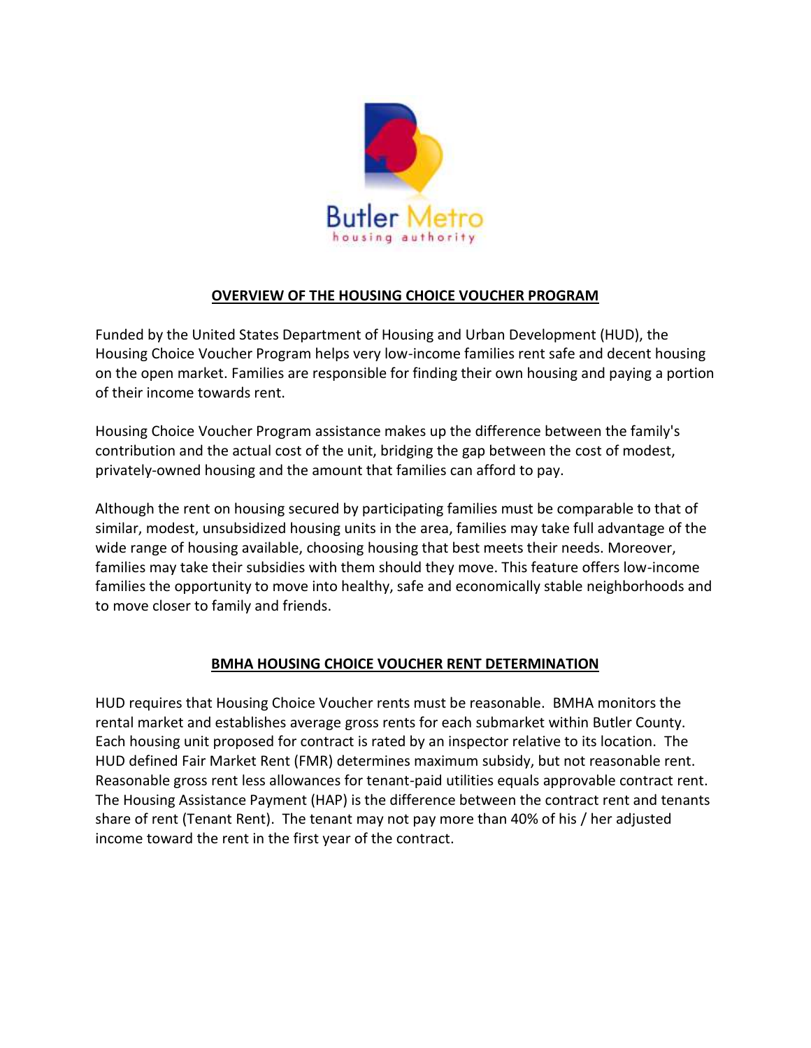Butler Metro housing authority

## OVERVIEW OF THE HOUSING CHOICE VOUCHER PROGRAM

Funded by the United States Department of Housing and Urban Development (HUD), the Housing Choice Voucher Program helps very low-income families rent safe and decent housing on the open market. Families are responsible for finding their own housing and paying a portion of their income towards rent.

Housing Choice Voucher Program assistance makes up the difference between the family's contribution and the actual cost of the unit, bridging the gap between the cost of modest, privately-owned housing and the amount that families can afford to pay.

Although the rent on housing secured by participating families must be comparable to that of similar, modest, unsubsidized housing units in the area, families may take full advantage of the wide range of housing available, choosing housing that best meets their needs. Moreover, families may take their subsidies with them should they move. This feature offers low-income families the opportunity to move into healthy, safe and economically stable neighborhoods and to move closer to family and friends.

## BMHA HOUSING CHOICE VOUCHER RENT DETERMINATION

HUD requires that Housing Choice Voucher rents must be reasonable. BMHA monitors the rental market and establishes average gross rents for each submarket within Butler County. Each housing unit proposed for contract is rated by an inspector relative to its location. The HUD defined Fair Market Rent (FMR) determines maximum subsidy, but not reasonable rent. Reasonable gross rent less allowances for tenant-paid utilities equals approvable contract rent. The Housing Assistance Payment (HAP) is the difference between the contract rent and tenants share of rent (Tenant Rent). The tenant may not pay more than 40% of his / her adjusted income toward the rent in the first year of the contract.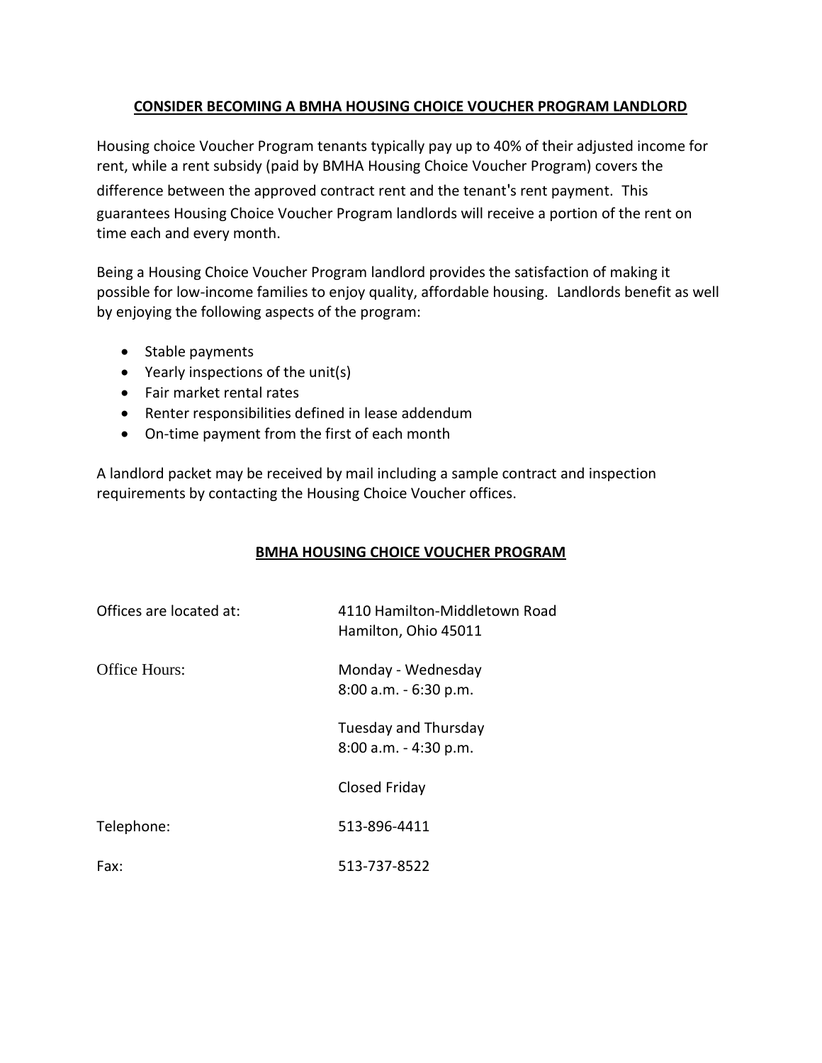## CONSIDER BECOMING A BMHA HOUSING CHOICE VOUCHER PROGRAM LANDLORD

Housing choice Voucher Program tenants typically pay up to 40% of their adjusted income for rent, while a rent subsidy (paid by BMHA Housing Choice Voucher Program) covers the difference between the approved contract rent and the tenant's rent payment. This guarantees Housing Choice Voucher Program landlords will receive a portion of the rent on time each and every month.

Being a Housing Choice Voucher Program landlord provides the satisfaction of making it possible for low-income families to enjoy quality, affordable housing. Landlords benefit as well by enjoying the following aspects of the program:

- Stable payments
- Yearly inspections of the unit(s)
- Fair market rental rates
- Renter responsibilities defined in lease addendum
- On-time payment from the first of each month

A landlord packet may be received by mail including a sample contract and inspection requirements by contacting the Housing Choice Voucher offices.

## BMHA HOUSING CHOICE VOUCHER PROGRAM

| | |
|---|---|
| Offices are located at: | 4110 Hamilton-Middletown Road<br>Hamilton, Ohio 45011 |
| Office Hours: | Monday - Wednesday<br>8:00 a.m. - 6:30 p.m. |
| | Tuesday and Thursday<br>8:00 a.m. - 4:30 p.m. |
| | Closed Friday |
| Telephone: | 513-896-4411 |
| Fax: | 513-737-8522 |